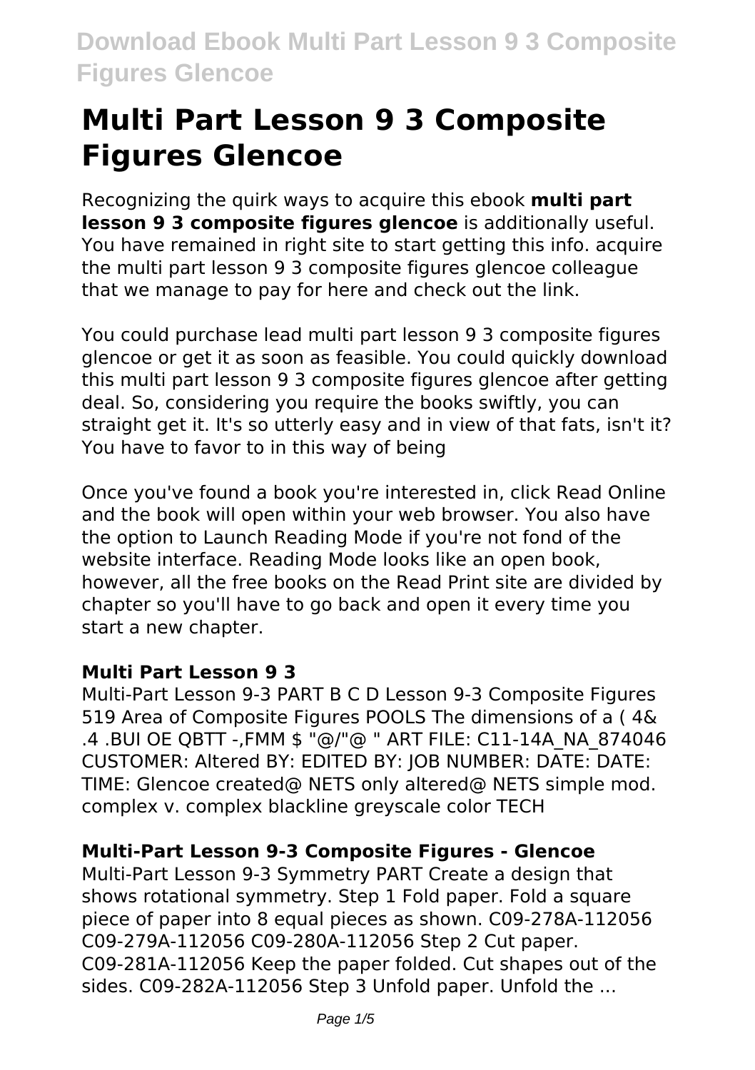# Multi Part Lesson 9 3 Composite Figures Glencoe

Recognizing the quirk ways to acquire this ebook **multi part lesson 9 3 composite figures glencoe** is additionally useful. You have remained in right site to start getting this info. acquire the multi part lesson 9 3 composite figures glencoe colleague that we manage to pay for here and check out the link.

You could purchase lead multi part lesson 9 3 composite figures glencoe or get it as soon as feasible. You could quickly download this multi part lesson 9 3 composite figures glencoe after getting deal. So, considering you require the books swiftly, you can straight get it. It's so utterly easy and in view of that fats, isn't it? You have to favor to in this way of being

Once you've found a book you're interested in, click Read Online and the book will open within your web browser. You also have the option to Launch Reading Mode if you're not fond of the website interface. Reading Mode looks like an open book, however, all the free books on the Read Print site are divided by chapter so you'll have to go back and open it every time you start a new chapter.

### Multi Part Lesson 9 3

Multi-Part Lesson 9-3 PART B C D Lesson 9-3 Composite Figures 519 Area of Composite Figures POOLS The dimensions of a ( 4& .4 .BUI OE QBTT -,FMM $ "@/"@ " ART FILE: C11-14A_NA_874046 CUSTOMER: Altered BY: EDITED BY: JOB NUMBER: DATE: DATE: TIME: Glencoe created@ NETS only altered@ NETS simple mod. complex v. complex blackline greyscale color TECH

### Multi-Part Lesson 9-3 Composite Figures - Glencoe

Multi-Part Lesson 9-3 Symmetry PART Create a design that shows rotational symmetry. Step 1 Fold paper. Fold a square piece of paper into 8 equal pieces as shown. C09-278A-112056 C09-279A-112056 C09-280A-112056 Step 2 Cut paper. C09-281A-112056 Keep the paper folded. Cut shapes out of the sides. C09-282A-112056 Step 3 Unfold paper. Unfold the ...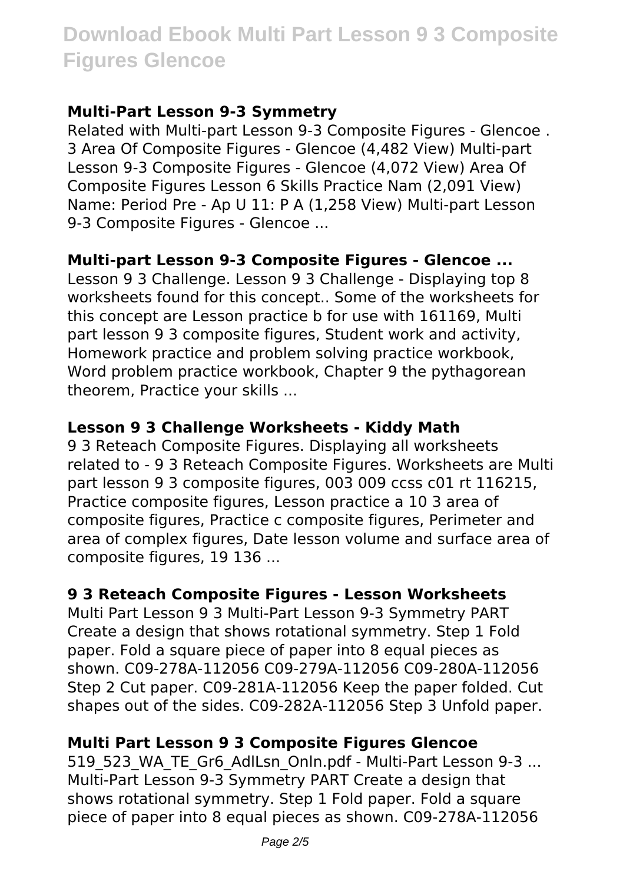### Multi-Part Lesson 9-3 Symmetry

Related with Multi-part Lesson 9-3 Composite Figures - Glencoe . 3 Area Of Composite Figures - Glencoe (4,482 View) Multi-part Lesson 9-3 Composite Figures - Glencoe (4,072 View) Area Of Composite Figures Lesson 6 Skills Practice Nam (2,091 View) Name: Period Pre - Ap U 11: P A (1,258 View) Multi-part Lesson 9-3 Composite Figures - Glencoe ...

### Multi-part Lesson 9-3 Composite Figures - Glencoe ...

Lesson 9 3 Challenge. Lesson 9 3 Challenge - Displaying top 8 worksheets found for this concept.. Some of the worksheets for this concept are Lesson practice b for use with 161169, Multi part lesson 9 3 composite figures, Student work and activity, Homework practice and problem solving practice workbook, Word problem practice workbook, Chapter 9 the pythagorean theorem, Practice your skills ...

### Lesson 9 3 Challenge Worksheets - Kiddy Math

9 3 Reteach Composite Figures. Displaying all worksheets related to - 9 3 Reteach Composite Figures. Worksheets are Multi part lesson 9 3 composite figures, 003 009 ccss c01 rt 116215, Practice composite figures, Lesson practice a 10 3 area of composite figures, Practice c composite figures, Perimeter and area of complex figures, Date lesson volume and surface area of composite figures, 19 136 ...

### 9 3 Reteach Composite Figures - Lesson Worksheets

Multi Part Lesson 9 3 Multi-Part Lesson 9-3 Symmetry PART Create a design that shows rotational symmetry. Step 1 Fold paper. Fold a square piece of paper into 8 equal pieces as shown. C09-278A-112056 C09-279A-112056 C09-280A-112056 Step 2 Cut paper. C09-281A-112056 Keep the paper folded. Cut shapes out of the sides. C09-282A-112056 Step 3 Unfold paper.

### Multi Part Lesson 9 3 Composite Figures Glencoe

519_523_WA_TE_Gr6_AdlLsn_Onln.pdf - Multi-Part Lesson 9-3 ... Multi-Part Lesson 9-3 Symmetry PART Create a design that shows rotational symmetry. Step 1 Fold paper. Fold a square piece of paper into 8 equal pieces as shown. C09-278A-112056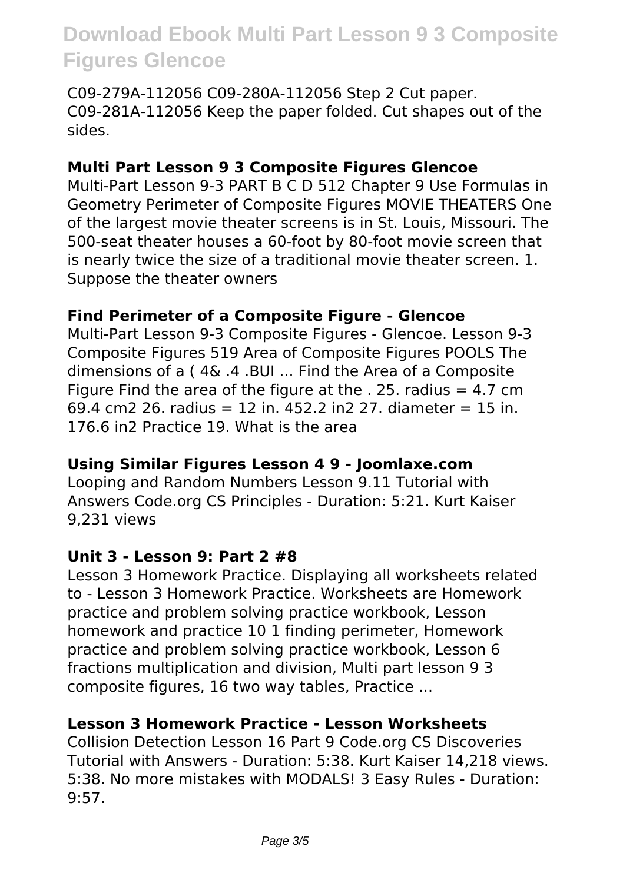C09-279A-112056 C09-280A-112056 Step 2 Cut paper. C09-281A-112056 Keep the paper folded. Cut shapes out of the sides.

### Multi Part Lesson 9 3 Composite Figures Glencoe

Multi-Part Lesson 9-3 PART B C D 512 Chapter 9 Use Formulas in Geometry Perimeter of Composite Figures MOVIE THEATERS One of the largest movie theater screens is in St. Louis, Missouri. The 500-seat theater houses a 60-foot by 80-foot movie screen that is nearly twice the size of a traditional movie theater screen. 1. Suppose the theater owners

### Find Perimeter of a Composite Figure - Glencoe

Multi-Part Lesson 9-3 Composite Figures - Glencoe. Lesson 9-3 Composite Figures 519 Area of Composite Figures POOLS The dimensions of a ( 4& .4 .BUI ... Find the Area of a Composite Figure Find the area of the figure at the . 25. radius = 4.7 cm 69.4 cm2 26. radius = 12 in. 452.2 in2 27. diameter = 15 in. 176.6 in2 Practice 19. What is the area

### Using Similar Figures Lesson 4 9 - Joomlaxe.com

Looping and Random Numbers Lesson 9.11 Tutorial with Answers Code.org CS Principles - Duration: 5:21. Kurt Kaiser 9,231 views

### Unit 3 - Lesson 9: Part 2 #8

Lesson 3 Homework Practice. Displaying all worksheets related to - Lesson 3 Homework Practice. Worksheets are Homework practice and problem solving practice workbook, Lesson homework and practice 10 1 finding perimeter, Homework practice and problem solving practice workbook, Lesson 6 fractions multiplication and division, Multi part lesson 9 3 composite figures, 16 two way tables, Practice ...

### Lesson 3 Homework Practice - Lesson Worksheets

Collision Detection Lesson 16 Part 9 Code.org CS Discoveries Tutorial with Answers - Duration: 5:38. Kurt Kaiser 14,218 views. 5:38. No more mistakes with MODALS! 3 Easy Rules - Duration: 9:57.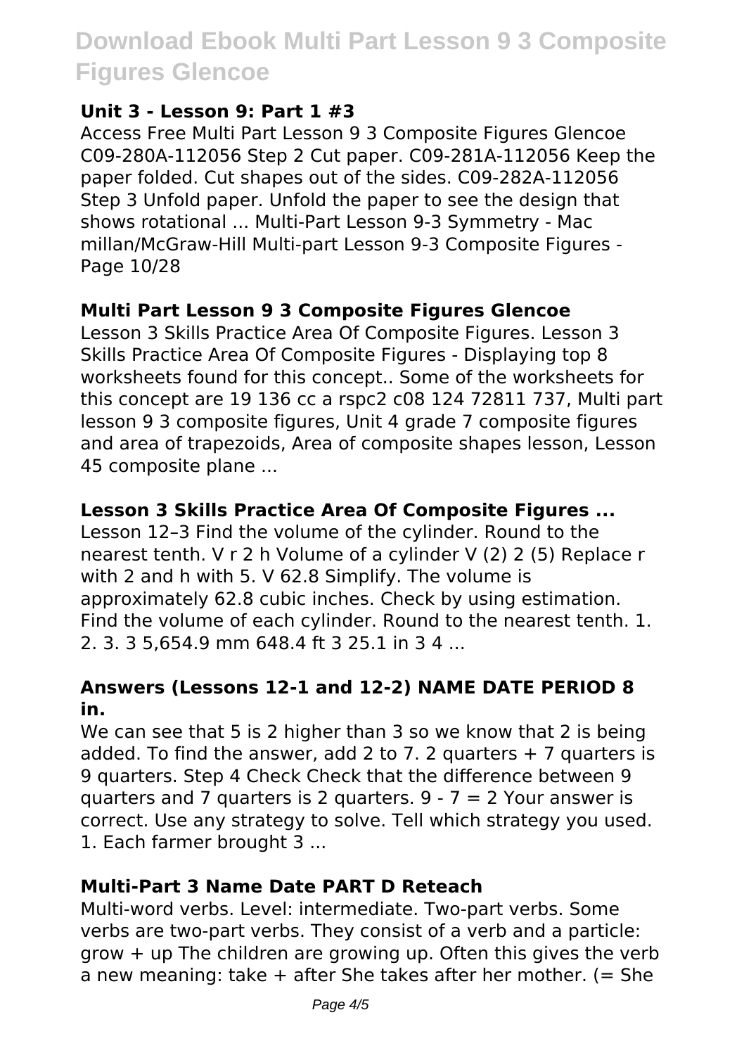### Unit 3 - Lesson 9: Part 1 #3

Access Free Multi Part Lesson 9 3 Composite Figures Glencoe C09-280A-112056 Step 2 Cut paper. C09-281A-112056 Keep the paper folded. Cut shapes out of the sides. C09-282A-112056 Step 3 Unfold paper. Unfold the paper to see the design that shows rotational ... Multi-Part Lesson 9-3 Symmetry - Mac millan/McGraw-Hill Multi-part Lesson 9-3 Composite Figures - Page 10/28

### Multi Part Lesson 9 3 Composite Figures Glencoe

Lesson 3 Skills Practice Area Of Composite Figures. Lesson 3 Skills Practice Area Of Composite Figures - Displaying top 8 worksheets found for this concept.. Some of the worksheets for this concept are 19 136 cc a rspc2 c08 124 72811 737, Multi part lesson 9 3 composite figures, Unit 4 grade 7 composite figures and area of trapezoids, Area of composite shapes lesson, Lesson 45 composite plane ...

### Lesson 3 Skills Practice Area Of Composite Figures ...

Lesson 12–3 Find the volume of the cylinder. Round to the nearest tenth. V r 2 h Volume of a cylinder V (2) 2 (5) Replace r with 2 and h with 5. V 62.8 Simplify. The volume is approximately 62.8 cubic inches. Check by using estimation. Find the volume of each cylinder. Round to the nearest tenth. 1. 2. 3. 3 5,654.9 mm 648.4 ft 3 25.1 in 3 4 ...

### Answers (Lessons 12-1 and 12-2) NAME DATE PERIOD 8 in.

We can see that 5 is 2 higher than 3 so we know that 2 is being added. To find the answer, add 2 to 7. 2 quarters + 7 quarters is 9 quarters. Step 4 Check Check that the difference between 9 quarters and 7 quarters is 2 quarters. 9 - 7 = 2 Your answer is correct. Use any strategy to solve. Tell which strategy you used. 1. Each farmer brought 3 ...

### Multi-Part 3 Name Date PART D Reteach

Multi-word verbs. Level: intermediate. Two-part verbs. Some verbs are two-part verbs. They consist of a verb and a particle: grow + up The children are growing up. Often this gives the verb a new meaning: take + after She takes after her mother. (= She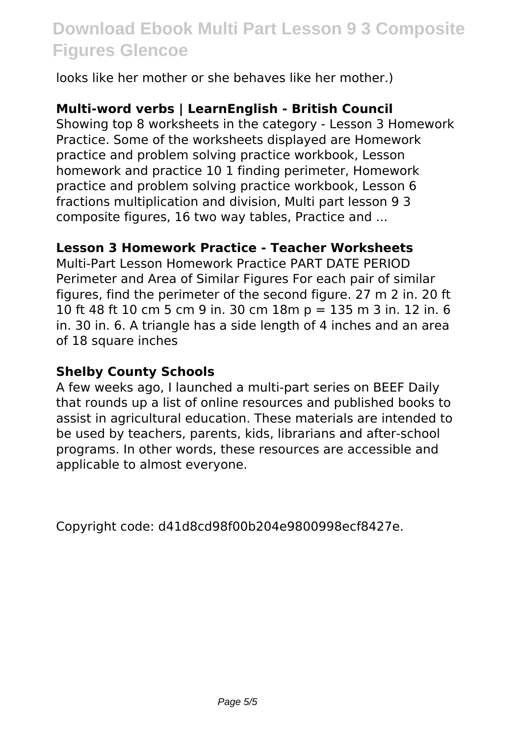looks like her mother or she behaves like her mother.)

**Multi-word verbs | LearnEnglish - British Council**

Showing top 8 worksheets in the category - Lesson 3 Homework Practice. Some of the worksheets displayed are Homework practice and problem solving practice workbook, Lesson homework and practice 10 1 finding perimeter, Homework practice and problem solving practice workbook, Lesson 6 fractions multiplication and division, Multi part lesson 9 3 composite figures, 16 two way tables, Practice and ...

**Lesson 3 Homework Practice - Teacher Worksheets**

Multi-Part Lesson Homework Practice PART DATE PERIOD Perimeter and Area of Similar Figures For each pair of similar figures, find the perimeter of the second figure. 27 m 2 in. 20 ft 10 ft 48 ft 10 cm 5 cm 9 in. 30 cm 18m p = 135 m 3 in. 12 in. 6 in. 30 in. 6. A triangle has a side length of 4 inches and an area of 18 square inches

**Shelby County Schools**

A few weeks ago, I launched a multi-part series on BEEF Daily that rounds up a list of online resources and published books to assist in agricultural education. These materials are intended to be used by teachers, parents, kids, librarians and after-school programs. In other words, these resources are accessible and applicable to almost everyone.

Copyright code: d41d8cd98f00b204e9800998ecf8427e.